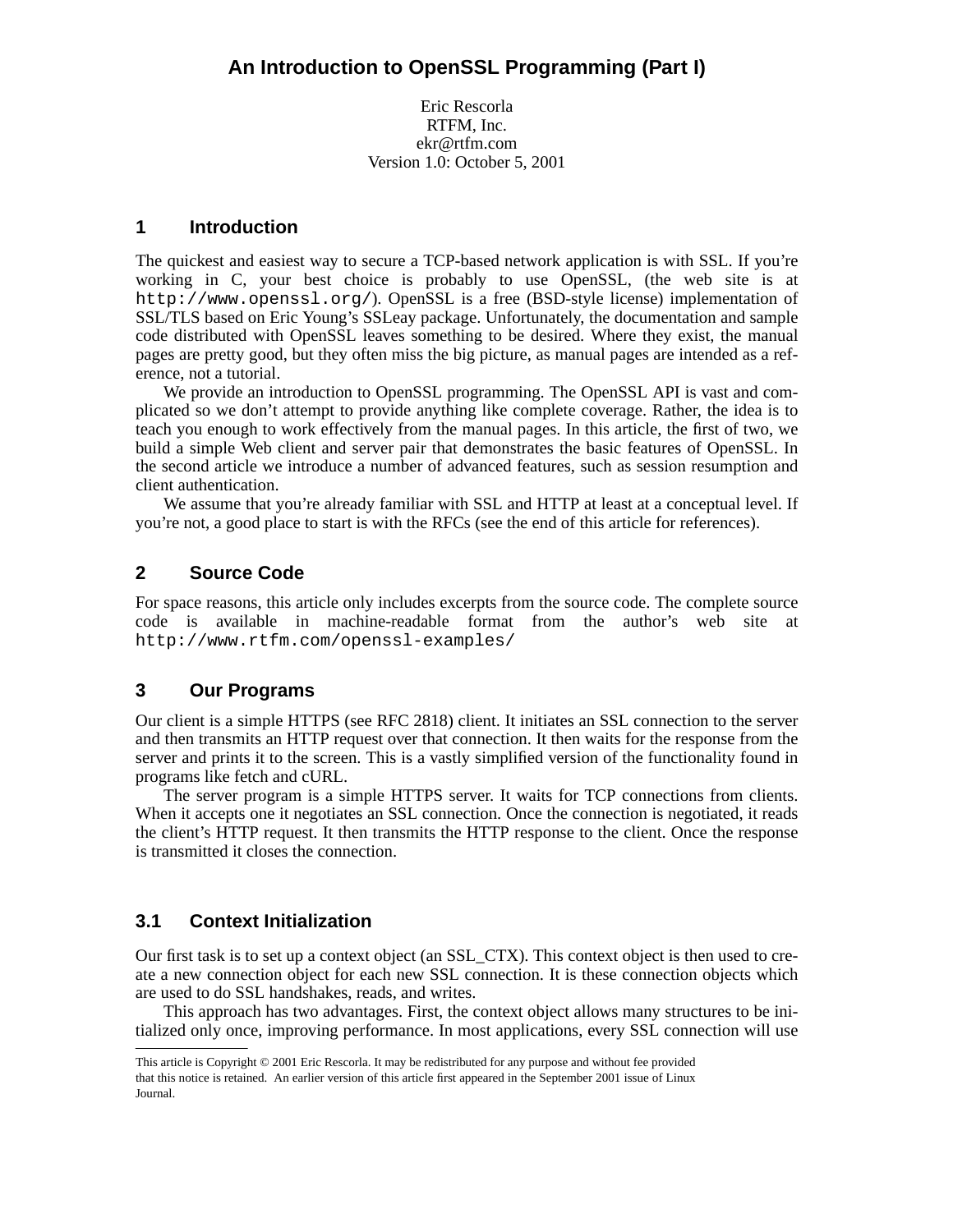# An Introduction to OpenSSL Programming (Part I)

Eric Rescorla
RTFM, Inc.
ekr@rtfm.com
Version 1.0: October 5, 2001

## 1 Introduction

The quickest and easiest way to secure a TCP-based network application is with SSL. If you're working in C, your best choice is probably to use OpenSSL, (the web site is at `http://www.openssl.org/`). OpenSSL is a free (BSD-style license) implementation of SSL/TLS based on Eric Young's SSLeay package. Unfortunately, the documentation and sample code distributed with OpenSSL leaves something to be desired. Where they exist, the manual pages are pretty good, but they often miss the big picture, as manual pages are intended as a reference, not a tutorial.

We provide an introduction to OpenSSL programming. The OpenSSL API is vast and complicated so we don't attempt to provide anything like complete coverage. Rather, the idea is to teach you enough to work effectively from the manual pages. In this article, the first of two, we build a simple Web client and server pair that demonstrates the basic features of OpenSSL. In the second article we introduce a number of advanced features, such as session resumption and client authentication.

We assume that you're already familiar with SSL and HTTP at least at a conceptual level. If you're not, a good place to start is with the RFCs (see the end of this article for references).

## 2 Source Code

For space reasons, this article only includes excerpts from the source code. The complete source code is available in machine-readable format from the author's web site at `http://www.rtfm.com/openssl-examples/`

## 3 Our Programs

Our client is a simple HTTPS (see RFC 2818) client. It initiates an SSL connection to the server and then transmits an HTTP request over that connection. It then waits for the response from the server and prints it to the screen. This is a vastly simplified version of the functionality found in programs like fetch and cURL.

The server program is a simple HTTPS server. It waits for TCP connections from clients. When it accepts one it negotiates an SSL connection. Once the connection is negotiated, it reads the client's HTTP request. It then transmits the HTTP response to the client. Once the response is transmitted it closes the connection.

### 3.1 Context Initialization

Our first task is to set up a context object (an SSL_CTX). This context object is then used to create a new connection object for each new SSL connection. It is these connection objects which are used to do SSL handshakes, reads, and writes.

This approach has two advantages. First, the context object allows many structures to be initialized only once, improving performance. In most applications, every SSL connection will use

---

This article is Copyright © 2001 Eric Rescorla. It may be redistributed for any purpose and without fee provided that this notice is retained. An earlier version of this article first appeared in the September 2001 issue of Linux Journal.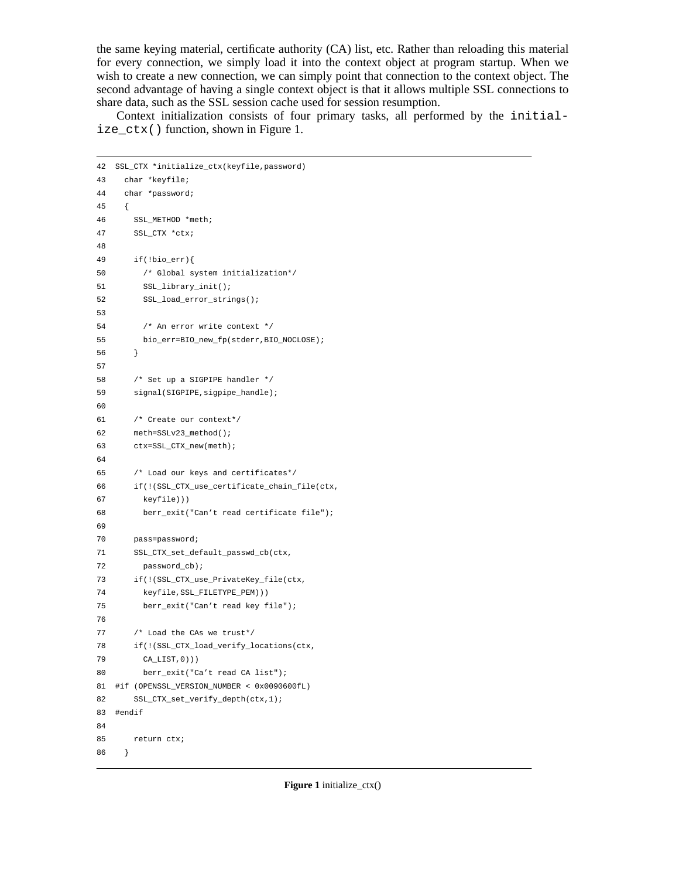the same keying material, certificate authority (CA) list, etc. Rather than reloading this material for every connection, we simply load it into the context object at program startup. When we wish to create a new connection, we can simply point that connection to the context object. The second advantage of having a single context object is that it allows multiple SSL connections to share data, such as the SSL session cache used for session resumption.

Context initialization consists of four primary tasks, all performed by the `initialize_ctx()` function, shown in Figure 1.

```
42  SSL_CTX *initialize_ctx(keyfile,password)
43    char *keyfile;
44    char *password;
45    {
46      SSL_METHOD *meth;
47      SSL_CTX *ctx;
48
49      if(!bio_err){
50        /* Global system initialization*/
51        SSL_library_init();
52        SSL_load_error_strings();
53
54        /* An error write context */
55        bio_err=BIO_new_fp(stderr,BIO_NOCLOSE);
56      }
57
58      /* Set up a SIGPIPE handler */
59      signal(SIGPIPE,sigpipe_handle);
60
61      /* Create our context*/
62      meth=SSLv23_method();
63      ctx=SSL_CTX_new(meth);
64
65      /* Load our keys and certificates*/
66      if(!(SSL_CTX_use_certificate_chain_file(ctx,
67        keyfile)))
68        berr_exit("Can't read certificate file");
69
70      pass=password;
71      SSL_CTX_set_default_passwd_cb(ctx,
72        password_cb);
73      if(!(SSL_CTX_use_PrivateKey_file(ctx,
74        keyfile,SSL_FILETYPE_PEM)))
75        berr_exit("Can't read key file");
76
77      /* Load the CAs we trust*/
78      if(!(SSL_CTX_load_verify_locations(ctx,
79        CA_LIST,0)))
80        berr_exit("Ca't read CA list");
81  #if (OPENSSL_VERSION_NUMBER < 0x0090600fL)
82      SSL_CTX_set_verify_depth(ctx,1);
83  #endif
84
85      return ctx;
86    }
```

**Figure 1** initialize_ctx()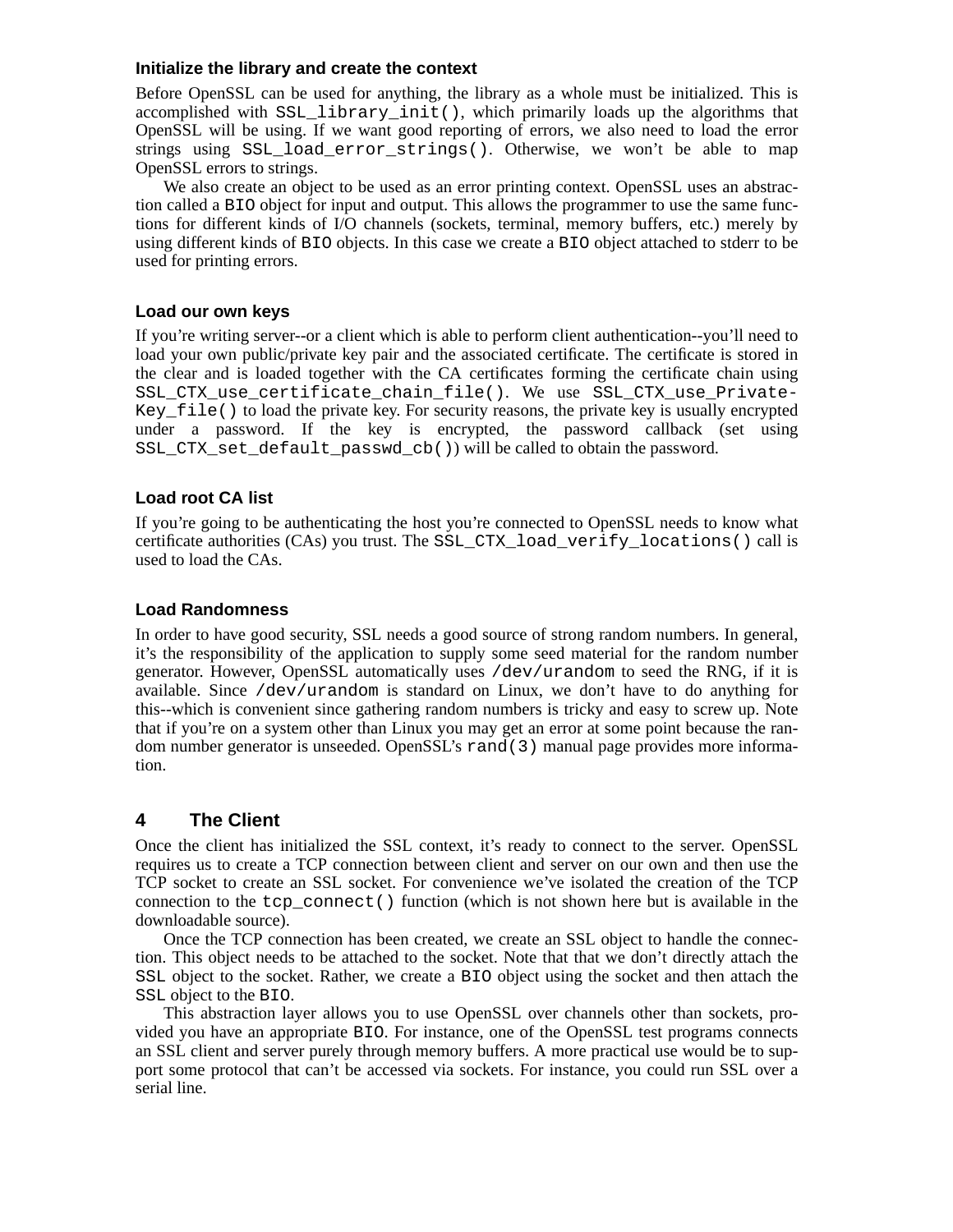### Initialize the library and create the context

Before OpenSSL can be used for anything, the library as a whole must be initialized. This is accomplished with `SSL_library_init()`, which primarily loads up the algorithms that OpenSSL will be using. If we want good reporting of errors, we also need to load the error strings using `SSL_load_error_strings()`. Otherwise, we won't be able to map OpenSSL errors to strings.

We also create an object to be used as an error printing context. OpenSSL uses an abstraction called a `BIO` object for input and output. This allows the programmer to use the same functions for different kinds of I/O channels (sockets, terminal, memory buffers, etc.) merely by using different kinds of `BIO` objects. In this case we create a `BIO` object attached to stderr to be used for printing errors.

### Load our own keys

If you're writing server--or a client which is able to perform client authentication--you'll need to load your own public/private key pair and the associated certificate. The certificate is stored in the clear and is loaded together with the CA certificates forming the certificate chain using `SSL_CTX_use_certificate_chain_file()`. We use `SSL_CTX_use_PrivateKey_file()` to load the private key. For security reasons, the private key is usually encrypted under a password. If the key is encrypted, the password callback (set using `SSL_CTX_set_default_passwd_cb()`) will be called to obtain the password.

### Load root CA list

If you're going to be authenticating the host you're connected to OpenSSL needs to know what certificate authorities (CAs) you trust. The `SSL_CTX_load_verify_locations()` call is used to load the CAs.

### Load Randomness

In order to have good security, SSL needs a good source of strong random numbers. In general, it's the responsibility of the application to supply some seed material for the random number generator. However, OpenSSL automatically uses `/dev/urandom` to seed the RNG, if it is available. Since `/dev/urandom` is standard on Linux, we don't have to do anything for this--which is convenient since gathering random numbers is tricky and easy to screw up. Note that if you're on a system other than Linux you may get an error at some point because the random number generator is unseeded. OpenSSL's `rand(3)` manual page provides more information.

## 4 The Client

Once the client has initialized the SSL context, it's ready to connect to the server. OpenSSL requires us to create a TCP connection between client and server on our own and then use the TCP socket to create an SSL socket. For convenience we've isolated the creation of the TCP connection to the `tcp_connect()` function (which is not shown here but is available in the downloadable source).

Once the TCP connection has been created, we create an SSL object to handle the connection. This object needs to be attached to the socket. Note that that we don't directly attach the `SSL` object to the socket. Rather, we create a `BIO` object using the socket and then attach the `SSL` object to the `BIO`.

This abstraction layer allows you to use OpenSSL over channels other than sockets, provided you have an appropriate `BIO`. For instance, one of the OpenSSL test programs connects an SSL client and server purely through memory buffers. A more practical use would be to support some protocol that can't be accessed via sockets. For instance, you could run SSL over a serial line.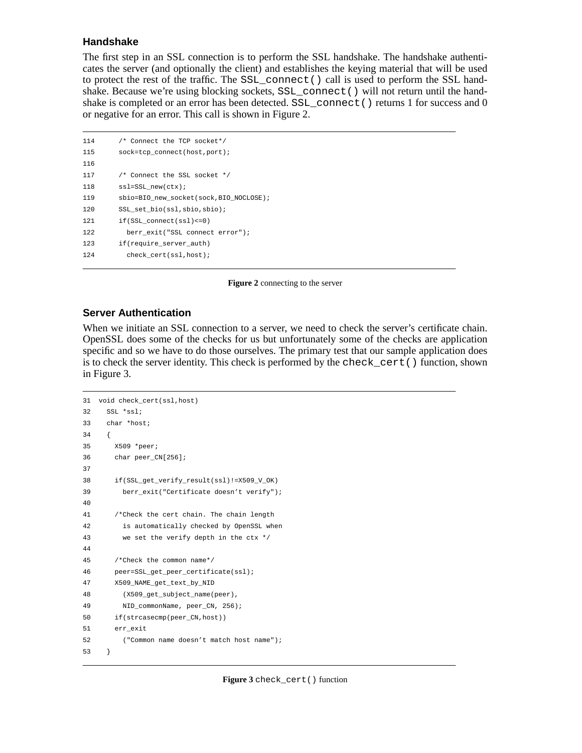### Handshake

The first step in an SSL connection is to perform the SSL handshake. The handshake authenticates the server (and optionally the client) and establishes the keying material that will be used to protect the rest of the traffic. The `SSL_connect()` call is used to perform the SSL handshake. Because we're using blocking sockets, `SSL_connect()` will not return until the handshake is completed or an error has been detected. `SSL_connect()` returns 1 for success and 0 or negative for an error. This call is shown in Figure 2.

```
114      /* Connect the TCP socket*/
115      sock=tcp_connect(host,port);
116
117      /* Connect the SSL socket */
118      ssl=SSL_new(ctx);
119      sbio=BIO_new_socket(sock,BIO_NOCLOSE);
120      SSL_set_bio(ssl,sbio,sbio);
121      if(SSL_connect(ssl)<=0)
122        berr_exit("SSL connect error");
123      if(require_server_auth)
124        check_cert(ssl,host);
```

**Figure 2** connecting to the server

### Server Authentication

When we initiate an SSL connection to a server, we need to check the server's certificate chain. OpenSSL does some of the checks for us but unfortunately some of the checks are application specific and so we have to do those ourselves. The primary test that our sample application does is to check the server identity. This check is performed by the `check_cert()` function, shown in Figure 3.

```
31  void check_cert(ssl,host)
32    SSL *ssl;
33    char *host;
34    {
35      X509 *peer;
36      char peer_CN[256];
37
38      if(SSL_get_verify_result(ssl)!=X509_V_OK)
39        berr_exit("Certificate doesn't verify");
40
41      /*Check the cert chain. The chain length
42        is automatically checked by OpenSSL when
43        we set the verify depth in the ctx */
44
45      /*Check the common name*/
46      peer=SSL_get_peer_certificate(ssl);
47      X509_NAME_get_text_by_NID
48        (X509_get_subject_name(peer),
49        NID_commonName, peer_CN, 256);
50      if(strcasecmp(peer_CN,host))
51      err_exit
52        ("Common name doesn't match host name");
53    }
```

**Figure 3** `check_cert()` function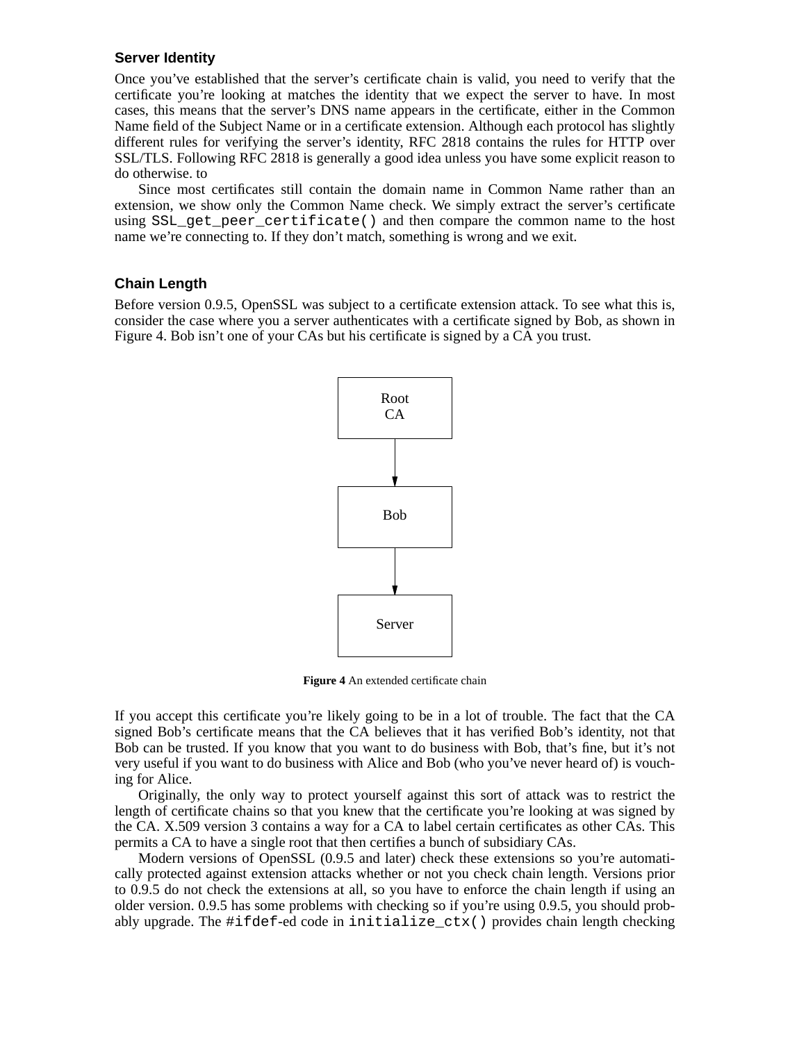### Server Identity

Once you've established that the server's certificate chain is valid, you need to verify that the certificate you're looking at matches the identity that we expect the server to have. In most cases, this means that the server's DNS name appears in the certificate, either in the Common Name field of the Subject Name or in a certificate extension. Although each protocol has slightly different rules for verifying the server's identity, RFC 2818 contains the rules for HTTP over SSL/TLS. Following RFC 2818 is generally a good idea unless you have some explicit reason to do otherwise. to

Since most certificates still contain the domain name in Common Name rather than an extension, we show only the Common Name check. We simply extract the server's certificate using `SSL_get_peer_certificate()` and then compare the common name to the host name we're connecting to. If they don't match, something is wrong and we exit.

### Chain Length

Before version 0.9.5, OpenSSL was subject to a certificate extension attack. To see what this is, consider the case where you a server authenticates with a certificate signed by Bob, as shown in Figure 4. Bob isn't one of your CAs but his certificate is signed by a CA you trust.

Root CA → Bob → Server

**Figure 4** An extended certificate chain

If you accept this certificate you're likely going to be in a lot of trouble. The fact that the CA signed Bob's certificate means that the CA believes that it has verified Bob's identity, not that Bob can be trusted. If you know that you want to do business with Bob, that's fine, but it's not very useful if you want to do business with Alice and Bob (who you've never heard of) is vouching for Alice.

Originally, the only way to protect yourself against this sort of attack was to restrict the length of certificate chains so that you knew that the certificate you're looking at was signed by the CA. X.509 version 3 contains a way for a CA to label certain certificates as other CAs. This permits a CA to have a single root that then certifies a bunch of subsidiary CAs.

Modern versions of OpenSSL (0.9.5 and later) check these extensions so you're automatically protected against extension attacks whether or not you check chain length. Versions prior to 0.9.5 do not check the extensions at all, so you have to enforce the chain length if using an older version. 0.9.5 has some problems with checking so if you're using 0.9.5, you should probably upgrade. The `#ifdef`-ed code in `initialize_ctx()` provides chain length checking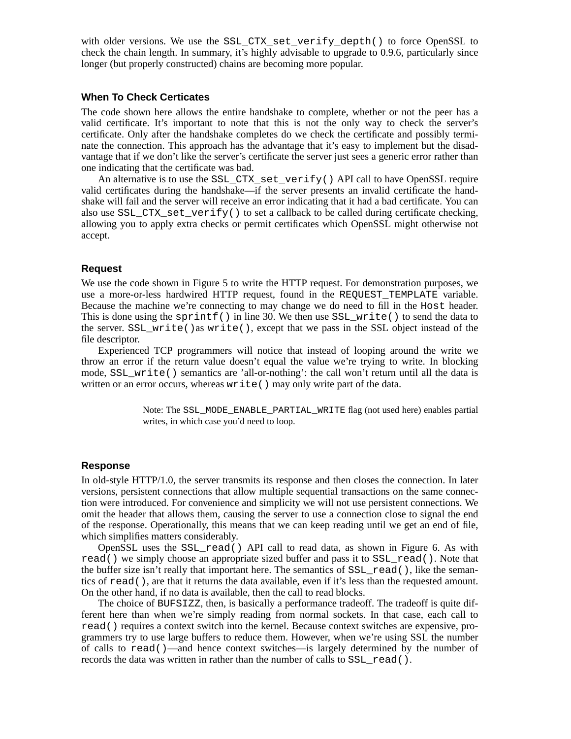with older versions. We use the `SSL_CTX_set_verify_depth()` to force OpenSSL to check the chain length. In summary, it's highly advisable to upgrade to 0.9.6, particularly since longer (but properly constructed) chains are becoming more popular.

### When To Check Certicates

The code shown here allows the entire handshake to complete, whether or not the peer has a valid certificate. It's important to note that this is not the only way to check the server's certificate. Only after the handshake completes do we check the certificate and possibly terminate the connection. This approach has the advantage that it's easy to implement but the disadvantage that if we don't like the server's certificate the server just sees a generic error rather than one indicating that the certificate was bad.

An alternative is to use the `SSL_CTX_set_verify()` API call to have OpenSSL require valid certificates during the handshake—if the server presents an invalid certificate the handshake will fail and the server will receive an error indicating that it had a bad certificate. You can also use `SSL_CTX_set_verify()` to set a callback to be called during certificate checking, allowing you to apply extra checks or permit certificates which OpenSSL might otherwise not accept.

### Request

We use the code shown in Figure 5 to write the HTTP request. For demonstration purposes, we use a more-or-less hardwired HTTP request, found in the `REQUEST_TEMPLATE` variable. Because the machine we're connecting to may change we do need to fill in the `Host` header. This is done using the `sprintf()` in line 30. We then use `SSL_write()` to send the data to the server. `SSL_write()`as `write()`, except that we pass in the SSL object instead of the file descriptor.

Experienced TCP programmers will notice that instead of looping around the write we throw an error if the return value doesn't equal the value we're trying to write. In blocking mode, `SSL_write()` semantics are 'all-or-nothing': the call won't return until all the data is written or an error occurs, whereas `write()` may only write part of the data.

> Note: The `SSL_MODE_ENABLE_PARTIAL_WRITE` flag (not used here) enables partial writes, in which case you'd need to loop.

### Response

In old-style HTTP/1.0, the server transmits its response and then closes the connection. In later versions, persistent connections that allow multiple sequential transactions on the same connection were introduced. For convenience and simplicity we will not use persistent connections. We omit the header that allows them, causing the server to use a connection close to signal the end of the response. Operationally, this means that we can keep reading until we get an end of file, which simplifies matters considerably.

OpenSSL uses the `SSL_read()` API call to read data, as shown in Figure 6. As with `read()` we simply choose an appropriate sized buffer and pass it to `SSL_read()`. Note that the buffer size isn't really that important here. The semantics of `SSL_read()`, like the semantics of `read()`, are that it returns the data available, even if it's less than the requested amount. On the other hand, if no data is available, then the call to read blocks.

The choice of `BUFSIZZ`, then, is basically a performance tradeoff. The tradeoff is quite different here than when we're simply reading from normal sockets. In that case, each call to `read()` requires a context switch into the kernel. Because context switches are expensive, programmers try to use large buffers to reduce them. However, when we're using SSL the number of calls to `read()`—and hence context switches—is largely determined by the number of records the data was written in rather than the number of calls to `SSL_read()`.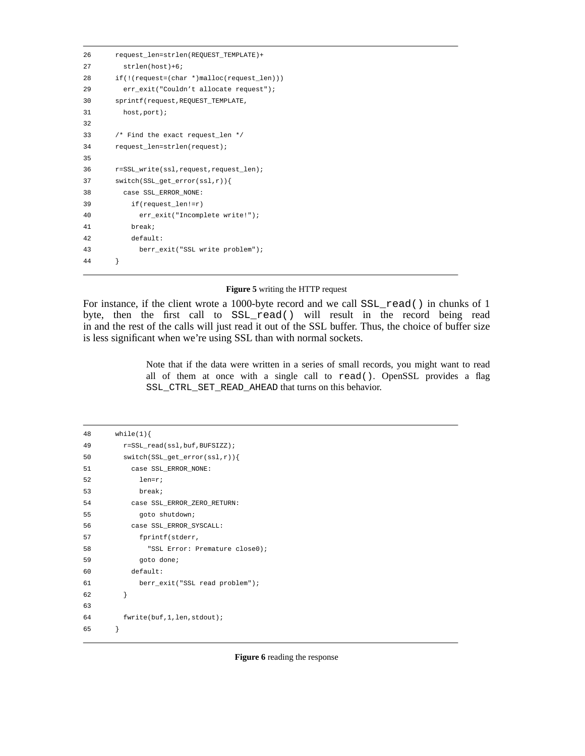```
26      request_len=strlen(REQUEST_TEMPLATE)+
27        strlen(host)+6;
28      if(!(request=(char *)malloc(request_len)))
29        err_exit("Couldn't allocate request");
30      sprintf(request,REQUEST_TEMPLATE,
31        host,port);
32
33      /* Find the exact request_len */
34      request_len=strlen(request);
35
36      r=SSL_write(ssl,request,request_len);
37      switch(SSL_get_error(ssl,r)){
38        case SSL_ERROR_NONE:
39          if(request_len!=r)
40            err_exit("Incomplete write!");
41          break;
42          default:
43            berr_exit("SSL write problem");
44      }
```

**Figure 5** writing the HTTP request

For instance, if the client wrote a 1000-byte record and we call `SSL_read()` in chunks of 1 byte, then the first call to `SSL_read()` will result in the record being read in and the rest of the calls will just read it out of the SSL buffer. Thus, the choice of buffer size is less significant when we're using SSL than with normal sockets.

> Note that if the data were written in a series of small records, you might want to read all of them at once with a single call to `read()`. OpenSSL provides a flag `SSL_CTRL_SET_READ_AHEAD` that turns on this behavior.

```
48      while(1){
49        r=SSL_read(ssl,buf,BUFSIZZ);
50        switch(SSL_get_error(ssl,r)){
51          case SSL_ERROR_NONE:
52            len=r;
53            break;
54          case SSL_ERROR_ZERO_RETURN:
55            goto shutdown;
56          case SSL_ERROR_SYSCALL:
57            fprintf(stderr,
58              "SSL Error: Premature close0);
59            goto done;
60          default:
61            berr_exit("SSL read problem");
62        }
63
64        fwrite(buf,1,len,stdout);
65      }
```

**Figure 6** reading the response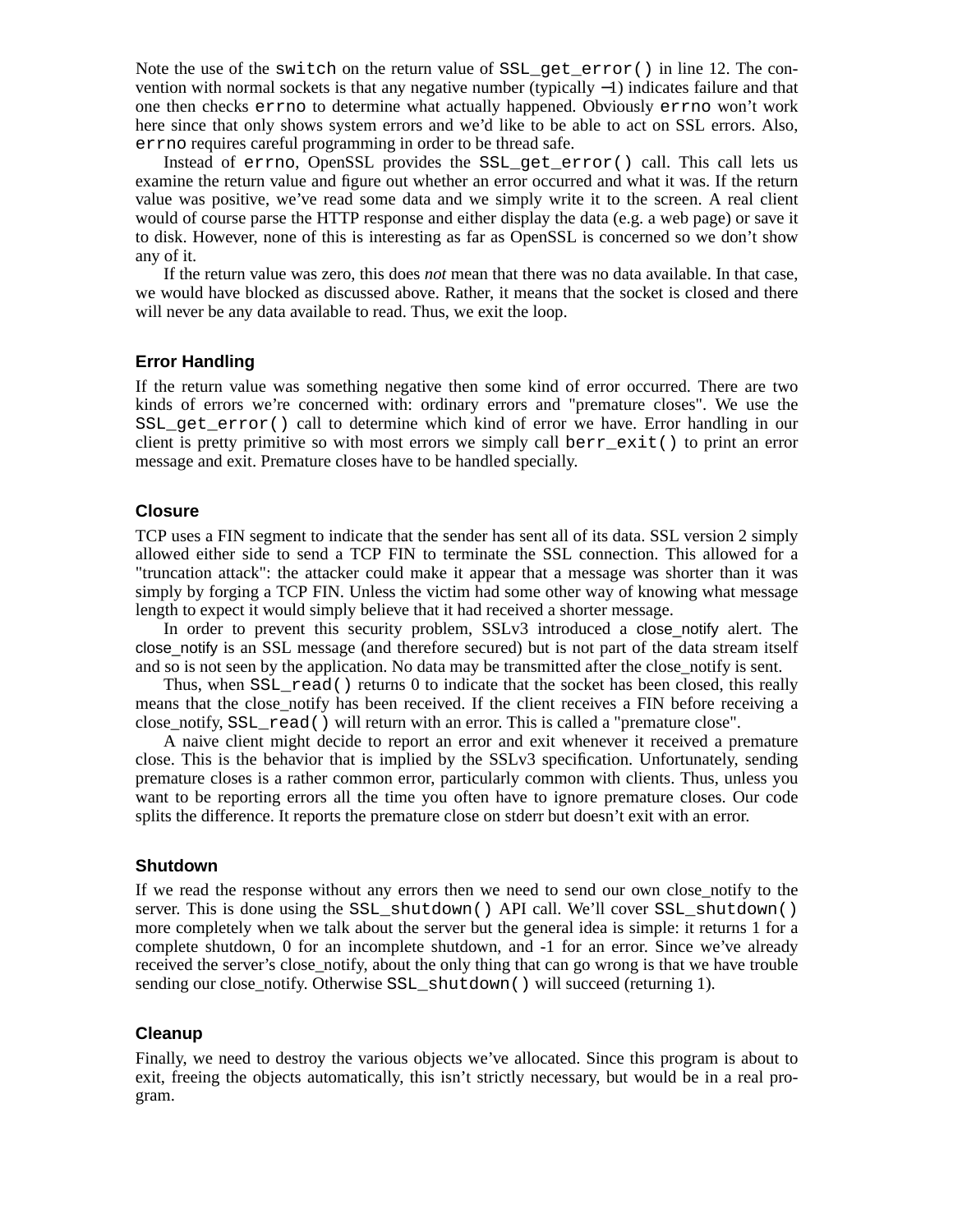Note the use of the `switch` on the return value of `SSL_get_error()` in line 12. The convention with normal sockets is that any negative number (typically −1) indicates failure and that one then checks `errno` to determine what actually happened. Obviously `errno` won't work here since that only shows system errors and we'd like to be able to act on SSL errors. Also, `errno` requires careful programming in order to be thread safe.

Instead of `errno`, OpenSSL provides the `SSL_get_error()` call. This call lets us examine the return value and figure out whether an error occurred and what it was. If the return value was positive, we've read some data and we simply write it to the screen. A real client would of course parse the HTTP response and either display the data (e.g. a web page) or save it to disk. However, none of this is interesting as far as OpenSSL is concerned so we don't show any of it.

If the return value was zero, this does *not* mean that there was no data available. In that case, we would have blocked as discussed above. Rather, it means that the socket is closed and there will never be any data available to read. Thus, we exit the loop.

### Error Handling

If the return value was something negative then some kind of error occurred. There are two kinds of errors we're concerned with: ordinary errors and "premature closes". We use the `SSL_get_error()` call to determine which kind of error we have. Error handling in our client is pretty primitive so with most errors we simply call `berr_exit()` to print an error message and exit. Premature closes have to be handled specially.

### Closure

TCP uses a FIN segment to indicate that the sender has sent all of its data. SSL version 2 simply allowed either side to send a TCP FIN to terminate the SSL connection. This allowed for a "truncation attack": the attacker could make it appear that a message was shorter than it was simply by forging a TCP FIN. Unless the victim had some other way of knowing what message length to expect it would simply believe that it had received a shorter message.

In order to prevent this security problem, SSLv3 introduced a close_notify alert. The close_notify is an SSL message (and therefore secured) but is not part of the data stream itself and so is not seen by the application. No data may be transmitted after the close_notify is sent.

Thus, when `SSL_read()` returns 0 to indicate that the socket has been closed, this really means that the close_notify has been received. If the client receives a FIN before receiving a close_notify, `SSL_read()` will return with an error. This is called a "premature close".

A naive client might decide to report an error and exit whenever it received a premature close. This is the behavior that is implied by the SSLv3 specification. Unfortunately, sending premature closes is a rather common error, particularly common with clients. Thus, unless you want to be reporting errors all the time you often have to ignore premature closes. Our code splits the difference. It reports the premature close on stderr but doesn't exit with an error.

### Shutdown

If we read the response without any errors then we need to send our own close_notify to the server. This is done using the `SSL_shutdown()` API call. We'll cover `SSL_shutdown()` more completely when we talk about the server but the general idea is simple: it returns 1 for a complete shutdown, 0 for an incomplete shutdown, and -1 for an error. Since we've already received the server's close_notify, about the only thing that can go wrong is that we have trouble sending our close_notify. Otherwise `SSL_shutdown()` will succeed (returning 1).

### Cleanup

Finally, we need to destroy the various objects we've allocated. Since this program is about to exit, freeing the objects automatically, this isn't strictly necessary, but would be in a real program.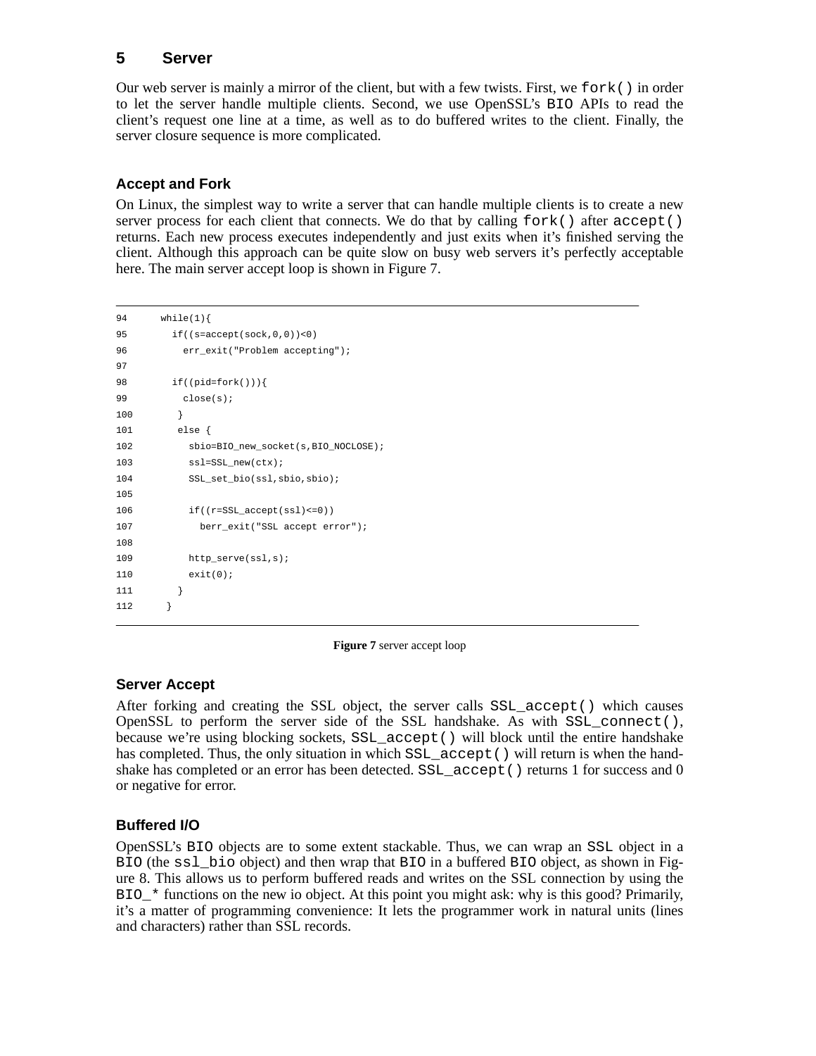## 5 Server

Our web server is mainly a mirror of the client, but with a few twists. First, we `fork()` in order to let the server handle multiple clients. Second, we use OpenSSL's `BIO` APIs to read the client's request one line at a time, as well as to do buffered writes to the client. Finally, the server closure sequence is more complicated.

### Accept and Fork

On Linux, the simplest way to write a server that can handle multiple clients is to create a new server process for each client that connects. We do that by calling `fork()` after `accept()` returns. Each new process executes independently and just exits when it's finished serving the client. Although this approach can be quite slow on busy web servers it's perfectly acceptable here. The main server accept loop is shown in Figure 7.

```
94      while(1){
95        if((s=accept(sock,0,0))<0)
96          err_exit("Problem accepting");
97
98        if((pid=fork())){
99          close(s);
100        }
101        else {
102          sbio=BIO_new_socket(s,BIO_NOCLOSE);
103          ssl=SSL_new(ctx);
104          SSL_set_bio(ssl,sbio,sbio);
105
106          if((r=SSL_accept(ssl)<=0))
107            berr_exit("SSL accept error");
108
109          http_serve(ssl,s);
110          exit(0);
111        }
112      }
```

**Figure 7** server accept loop

### Server Accept

After forking and creating the SSL object, the server calls `SSL_accept()` which causes OpenSSL to perform the server side of the SSL handshake. As with `SSL_connect()`, because we're using blocking sockets, `SSL_accept()` will block until the entire handshake has completed. Thus, the only situation in which `SSL_accept()` will return is when the handshake has completed or an error has been detected. `SSL_accept()` returns 1 for success and 0 or negative for error.

### Buffered I/O

OpenSSL's `BIO` objects are to some extent stackable. Thus, we can wrap an `SSL` object in a `BIO` (the `ssl_bio` object) and then wrap that `BIO` in a buffered `BIO` object, as shown in Figure 8. This allows us to perform buffered reads and writes on the SSL connection by using the `BIO_*` functions on the new io object. At this point you might ask: why is this good? Primarily, it's a matter of programming convenience: It lets the programmer work in natural units (lines and characters) rather than SSL records.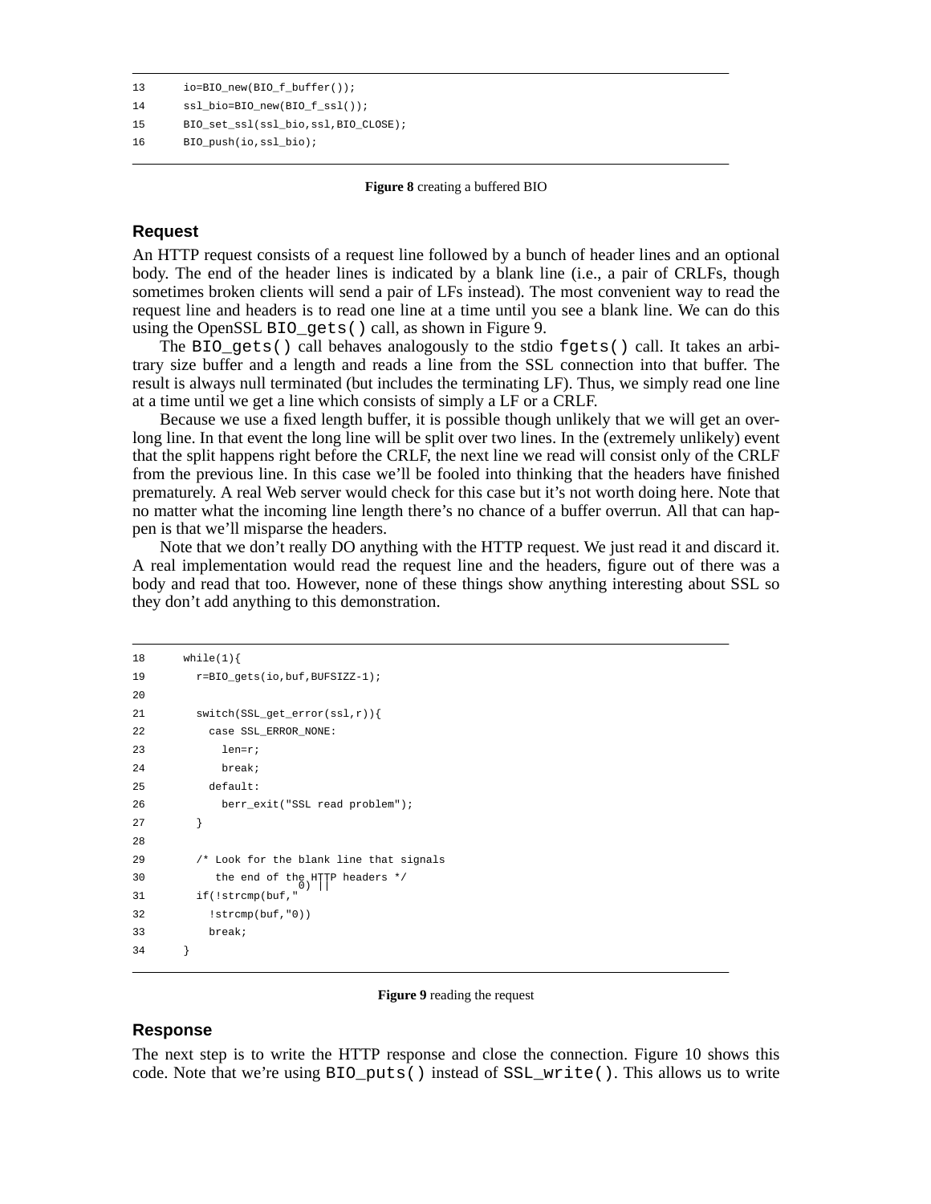```
13      io=BIO_new(BIO_f_buffer());
14      ssl_bio=BIO_new(BIO_f_ssl());
15      BIO_set_ssl(ssl_bio,ssl,BIO_CLOSE);
16      BIO_push(io,ssl_bio);
```

**Figure 8** creating a buffered BIO

## Request

An HTTP request consists of a request line followed by a bunch of header lines and an optional body. The end of the header lines is indicated by a blank line (i.e., a pair of CRLFs, though sometimes broken clients will send a pair of LFs instead). The most convenient way to read the request line and headers is to read one line at a time until you see a blank line. We can do this using the OpenSSL `BIO_gets()` call, as shown in Figure 9.

The `BIO_gets()` call behaves analogously to the stdio `fgets()` call. It takes an arbitrary size buffer and a length and reads a line from the SSL connection into that buffer. The result is always null terminated (but includes the terminating LF). Thus, we simply read one line at a time until we get a line which consists of simply a LF or a CRLF.

Because we use a fixed length buffer, it is possible though unlikely that we will get an overlong line. In that event the long line will be split over two lines. In the (extremely unlikely) event that the split happens right before the CRLF, the next line we read will consist only of the CRLF from the previous line. In this case we'll be fooled into thinking that the headers have finished prematurely. A real Web server would check for this case but it's not worth doing here. Note that no matter what the incoming line length there's no chance of a buffer overrun. All that can happen is that we'll misparse the headers.

Note that we don't really DO anything with the HTTP request. We just read it and discard it. A real implementation would read the request line and the headers, figure out of there was a body and read that too. However, none of these things show anything interesting about SSL so they don't add anything to this demonstration.

```
18      while(1){
19        r=BIO_gets(io,buf,BUFSIZZ-1);
20
21        switch(SSL_get_error(ssl,r)){
22          case SSL_ERROR_NONE:
23            len=r;
24            break;
25          default:
26            berr_exit("SSL read problem");
27        }
28
29        /* Look for the blank line that signals
30           the end of the HTTP headers */
31        if(!strcmp(buf,"
0") ||
32          !strcmp(buf,"0"))
33          break;
34      }
```

**Figure 9** reading the request

## Response

The next step is to write the HTTP response and close the connection. Figure 10 shows this code. Note that we're using `BIO_puts()` instead of `SSL_write()`. This allows us to write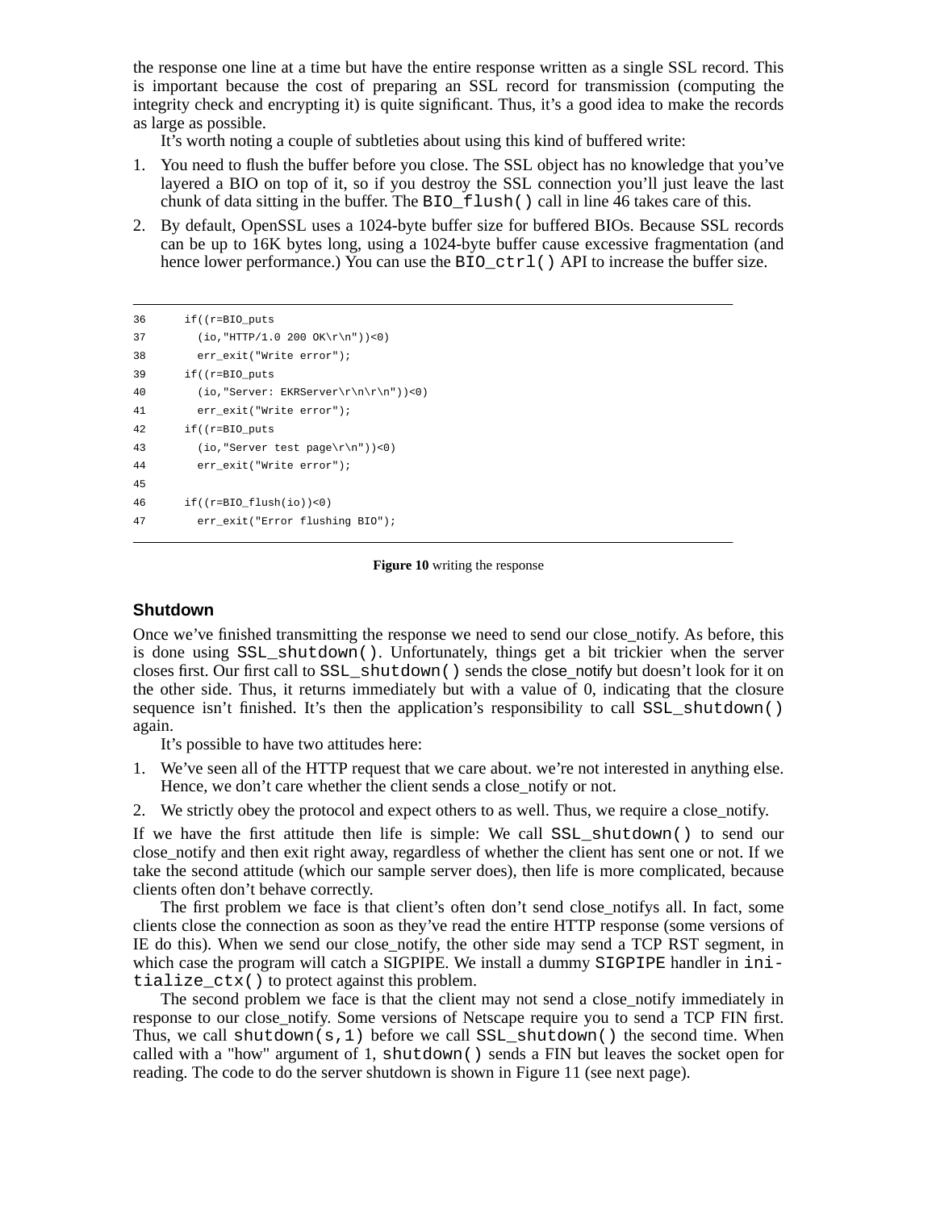the response one line at a time but have the entire response written as a single SSL record. This is important because the cost of preparing an SSL record for transmission (computing the integrity check and encrypting it) is quite significant. Thus, it's a good idea to make the records as large as possible.

It's worth noting a couple of subtleties about using this kind of buffered write:

1. You need to flush the buffer before you close. The SSL object has no knowledge that you've layered a BIO on top of it, so if you destroy the SSL connection you'll just leave the last chunk of data sitting in the buffer. The `BIO_flush()` call in line 46 takes care of this.
2. By default, OpenSSL uses a 1024-byte buffer size for buffered BIOs. Because SSL records can be up to 16K bytes long, using a 1024-byte buffer cause excessive fragmentation (and hence lower performance.) You can use the `BIO_ctrl()` API to increase the buffer size.

```
36      if((r=BIO_puts
37        (io,"HTTP/1.0 200 OK\r\n"))<0)
38        err_exit("Write error");
39      if((r=BIO_puts
40        (io,"Server: EKRServer\r\n\r\n"))<0)
41        err_exit("Write error");
42      if((r=BIO_puts
43        (io,"Server test page\r\n"))<0)
44        err_exit("Write error");
45
46      if((r=BIO_flush(io))<0)
47        err_exit("Error flushing BIO");
```

**Figure 10** writing the response

### Shutdown

Once we've finished transmitting the response we need to send our close_notify. As before, this is done using `SSL_shutdown()`. Unfortunately, things get a bit trickier when the server closes first. Our first call to `SSL_shutdown()` sends the close_notify but doesn't look for it on the other side. Thus, it returns immediately but with a value of 0, indicating that the closure sequence isn't finished. It's then the application's responsibility to call `SSL_shutdown()` again.

It's possible to have two attitudes here:

1. We've seen all of the HTTP request that we care about. we're not interested in anything else. Hence, we don't care whether the client sends a close_notify or not.
2. We strictly obey the protocol and expect others to as well. Thus, we require a close_notify.

If we have the first attitude then life is simple: We call `SSL_shutdown()` to send our close_notify and then exit right away, regardless of whether the client has sent one or not. If we take the second attitude (which our sample server does), then life is more complicated, because clients often don't behave correctly.

The first problem we face is that client's often don't send close_notifys all. In fact, some clients close the connection as soon as they've read the entire HTTP response (some versions of IE do this). When we send our close_notify, the other side may send a TCP RST segment, in which case the program will catch a SIGPIPE. We install a dummy `SIGPIPE` handler in `initialize_ctx()` to protect against this problem.

The second problem we face is that the client may not send a close_notify immediately in response to our close_notify. Some versions of Netscape require you to send a TCP FIN first. Thus, we call `shutdown(s,1)` before we call `SSL_shutdown()` the second time. When called with a "how" argument of 1, `shutdown()` sends a FIN but leaves the socket open for reading. The code to do the server shutdown is shown in Figure 11 (see next page).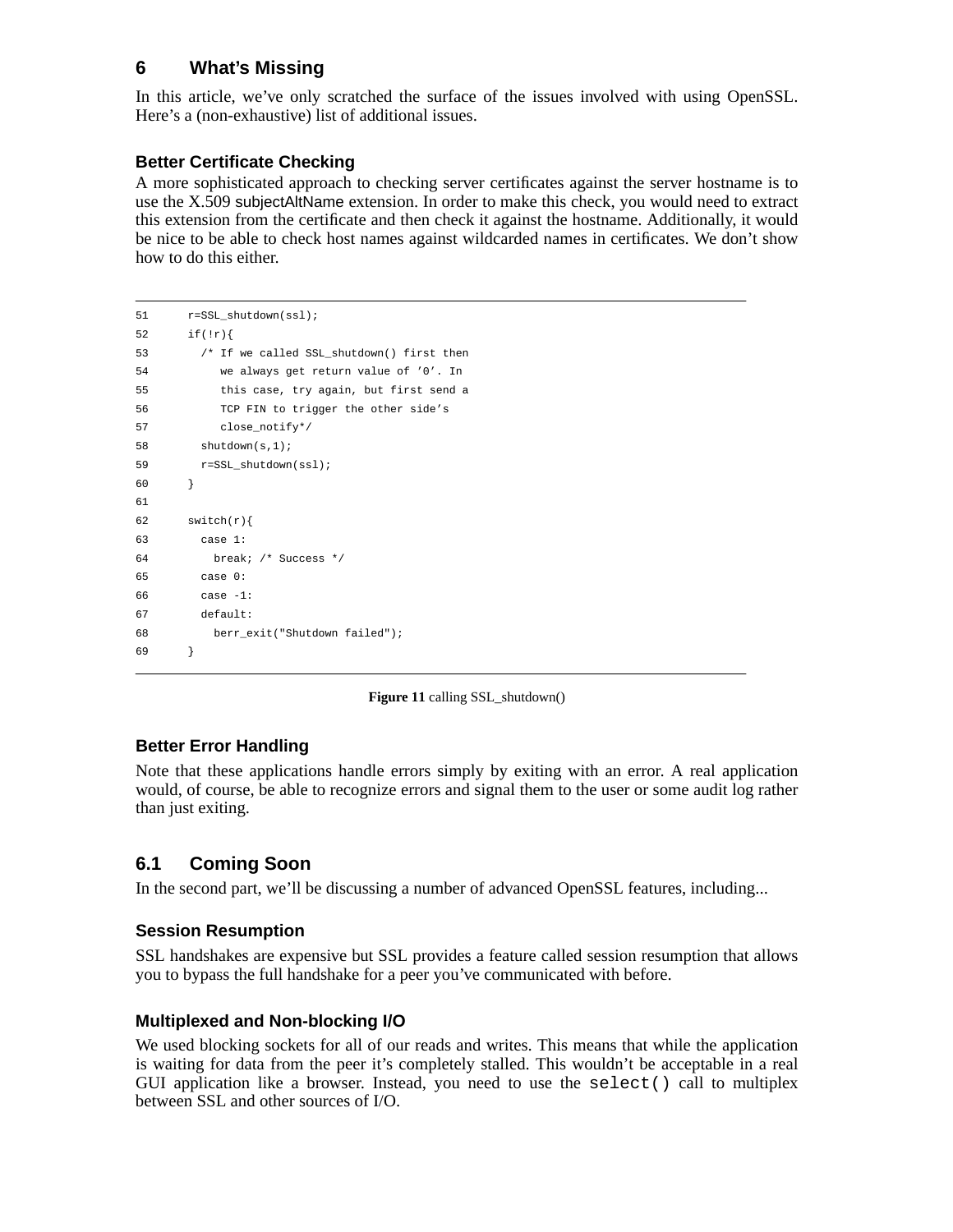## 6 What's Missing

In this article, we've only scratched the surface of the issues involved with using OpenSSL. Here's a (non-exhaustive) list of additional issues.

### Better Certificate Checking

A more sophisticated approach to checking server certificates against the server hostname is to use the X.509 subjectAltName extension. In order to make this check, you would need to extract this extension from the certificate and then check it against the hostname. Additionally, it would be nice to be able to check host names against wildcarded names in certificates. We don't show how to do this either.

```
51      r=SSL_shutdown(ssl);
52      if(!r){
53        /* If we called SSL_shutdown() first then
54           we always get return value of '0'. In
55           this case, try again, but first send a
56           TCP FIN to trigger the other side's
57           close_notify*/
58        shutdown(s,1);
59        r=SSL_shutdown(ssl);
60      }
61
62      switch(r){
63        case 1:
64          break; /* Success */
65        case 0:
66        case -1:
67        default:
68          berr_exit("Shutdown failed");
69      }
```

**Figure 11** calling SSL_shutdown()

### Better Error Handling

Note that these applications handle errors simply by exiting with an error. A real application would, of course, be able to recognize errors and signal them to the user or some audit log rather than just exiting.

## 6.1 Coming Soon

In the second part, we'll be discussing a number of advanced OpenSSL features, including...

### Session Resumption

SSL handshakes are expensive but SSL provides a feature called session resumption that allows you to bypass the full handshake for a peer you've communicated with before.

### Multiplexed and Non-blocking I/O

We used blocking sockets for all of our reads and writes. This means that while the application is waiting for data from the peer it's completely stalled. This wouldn't be acceptable in a real GUI application like a browser. Instead, you need to use the `select()` call to multiplex between SSL and other sources of I/O.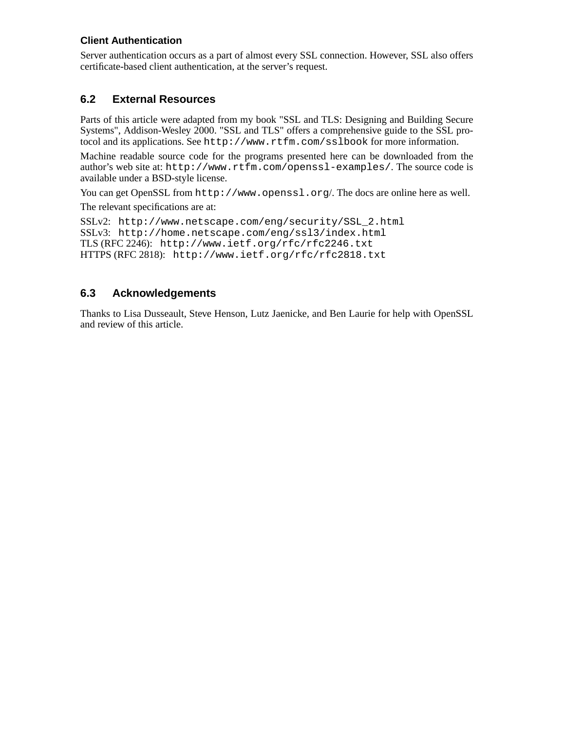### Client Authentication

Server authentication occurs as a part of almost every SSL connection. However, SSL also offers certificate-based client authentication, at the server's request.

## 6.2 External Resources

Parts of this article were adapted from my book "SSL and TLS: Designing and Building Secure Systems", Addison-Wesley 2000. "SSL and TLS" offers a comprehensive guide to the SSL protocol and its applications. See `http://www.rtfm.com/sslbook` for more information.

Machine readable source code for the programs presented here can be downloaded from the author's web site at: `http://www.rtfm.com/openssl-examples/`. The source code is available under a BSD-style license.

You can get OpenSSL from `http://www.openssl.org`/. The docs are online here as well.

The relevant specifications are at:

SSLv2: `http://www.netscape.com/eng/security/SSL_2.html`
SSLv3: `http://home.netscape.com/eng/ssl3/index.html`
TLS (RFC 2246): `http://www.ietf.org/rfc/rfc2246.txt`
HTTPS (RFC 2818): `http://www.ietf.org/rfc/rfc2818.txt`

## 6.3 Acknowledgements

Thanks to Lisa Dusseault, Steve Henson, Lutz Jaenicke, and Ben Laurie for help with OpenSSL and review of this article.